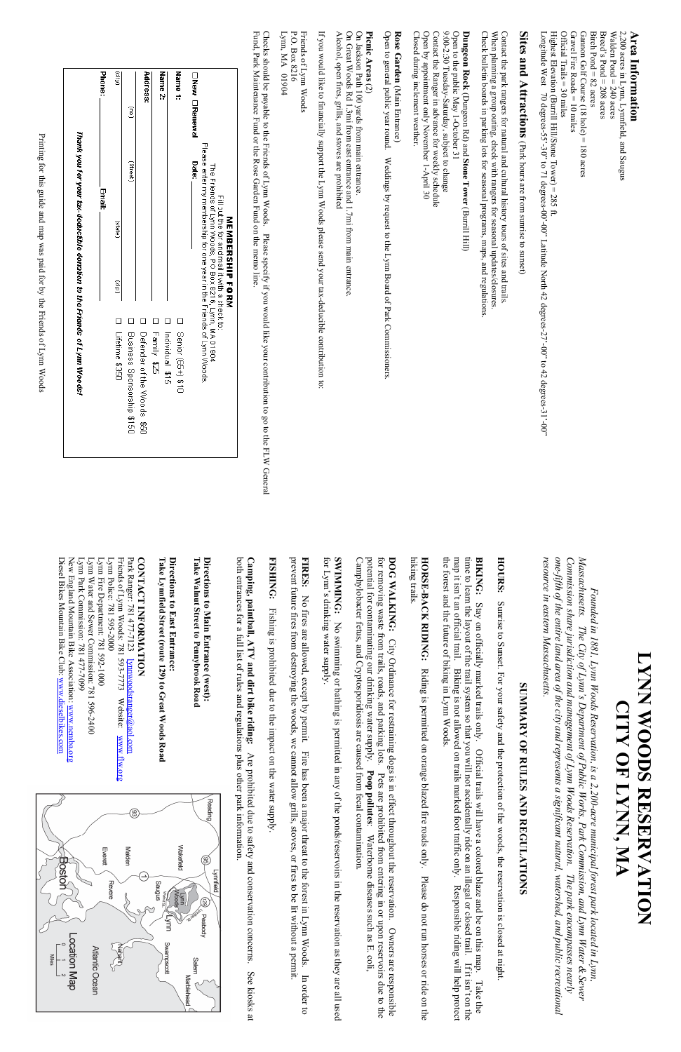# LYNN WOODS RESERVATION
# CITY OF LYNN, MA

*Founded in 1881, Lynn Woods Reservation, is a 2,200-acre municipal forest park located in Lynn, Massachusetts. The City of Lynn's Department of Public Works, Park Commission, and Lynn Water & Sewer Commission share jurisdiction and management of Lynn Woods Reservation. The park encompasses nearly one-fifth of the entire land area of the city and represents a significant natural, watershed, and public recreational resource in eastern Massachusetts.*

## SUMMARY OF RULES AND REGULATIONS

**HOURS:** Sunrise to Sunset. For your safety and the protection of the woods, the reservation is closed at night.

**BIKING:** Stay on officially marked trails only. Official trails will have a colored blaze and be on this map. Take the time to learn the layout of the trail system so that you will not accidentally ride on an illegal or closed trail. If it isn't on the map it isn't an official trail. Biking is not allowed on trails marked foot traffic only. Responsible riding will help protect the forest and the future of biking in Lynn Woods.

**HORSE-BACK RIDING:** Riding is permitted on orange blazed fire roads only. Please do not run horses or ride on the hiking trails.

**DOG WALKING:** City Ordinance for restraining dogs is in effect throughout the reservation. Owners are responsible for removing waste from trails, roads, and parking lots. Pets are prohibited from entering in or upon reservoirs due to the potential for contaminating our drinking water supply. **Poop pollutes**: Waterborne diseases such as E. coli, Camphylobacter fetus, and Cryptosporidiosis are caused from fecal contamination.

**SWIMMING:** No swimming or bathing is permitted in any of the ponds/reservoirs in the reservation as they are all used for Lynn's drinking water supply.

**FIRES:** No fires are allowed, except by permit. Fire has been a major threat to the forest in Lynn Woods. In order to prevent future fires from destroying the woods, we cannot allow grills, stoves, or fires to be lit without a permit.

**FISHING:** Fishing is prohibited due to the impact on the water supply.

**Camping, paintball, ATV and dirt bike riding:** Are prohibited due to safety and conservation concerns. See kiosks at both entrances for a full list of rules and regulations plus other park information.

**Directions to Main Entrance (west):**
**Take Walnut Street to Pennybrook Road**

**Directions to East Entrance:**
**Take Lynnfield Street (route 129) to Great Woods Road**

**CONTACT INFORMATION**

Park Ranger: 781 477-7123 lynnwoodsranger@aol.com
Friends of Lynn Woods: 781 593-7773 Website: www.flw.org
Lynn Police: 781 595-2000
Lynn Fire Department: 781 592-1000
Lynn Water and Sewer Commission: 781 596-2400
Lynn Park Commission: 781 477-7099
New England Mountain Bike Association: www.nemba.org
Diesel Bikes Mountain Bike Club: www.dieselbikes.com

Location Map

## Area Information

2,200 acres in Lynn, Lynnfield, and Saugus
Walden Pond = 240 acres
Breed's Pond = 208 acres
Birch Pond = 82 acres
Gannon Golf Course (18 hole) = 180 acres
Gravel Fire Roads = 10 miles
Official Trails = 30 miles
Highest Elevation (Burrill Hill/Stone Tower) = 285 ft.
Longitude West 70 degrees-55'-30" to 71 degrees-00'-00" Latitude North 42 degrees-27'-00" to 42 degrees-31'-00"

## Sites and Attractions (Park hours are from sunrise to sunset)

Contact the park rangers for natural and cultural history tours of sites and trails.
When planning a group outing, check with rangers for seasonal updates/closures.
Check bulletin boards in parking lots for seasonal programs, maps, and regulations.

**Dungeon Rock** (Dungeon Rd) and **Stone Tower** (Burrill Hill)
Open to the public May 1-October 31
9:00-2:30 Tuesday-Saturday, subject to change
Contact the Ranger in advance for weekly schedule
Open by appointment only November 1-April 30
Closed during inclement weather.

**Rose Garden** (Main Entrance)
Open to general public year round. Weddings by request to the Lynn Board of Park Commissioners.

**Picnic Areas** (2)
On Jackson Path 100 yards from main entrance.
On Great Woods Rd 1.3mi from east entrance and 1.7mi from main entrance.
Alcohol, open fires, grills, and stoves are prohibited

If you would like to financially support the Lynn Woods please send your tax-deductible contribution to:

Friends of Lynn Woods
P.O. Box 8216
Lynn, MA 01904

Checks should be payable to the Friends of Lynn Woods. Please specify if you would like your contribution to go to the FLW General Fund, Park Maintenance Fund or the Rose Garden Fund on the memo line.

**MEMBERSHIP FORM**

Fill out the form and mail it with a check to:
The Friends of Lynn Woods, PO Box 8216, Lynn, MA 01904
Please enter my membership for one year in the Friends of Lynn Woods.

☐New ☐Renewal Date: ________

**Name 1:** ________
**Name 2:** ________
**Address:** ________ (no) (street)
________ (city) (state) (zip)
**Phone:** ________ **Email:** ________

☐ Senior (65+) $10
☐ Individual $15
☐ Family $25
☐ Defender of the Woods $50
☐ Business Sponsorship $150
☐ Lifetime $350

***Thank you for your tax-deductible donation to the Friends of Lynn Woods!***

Printing for this guide and map was paid for by the Friends of Lynn Woods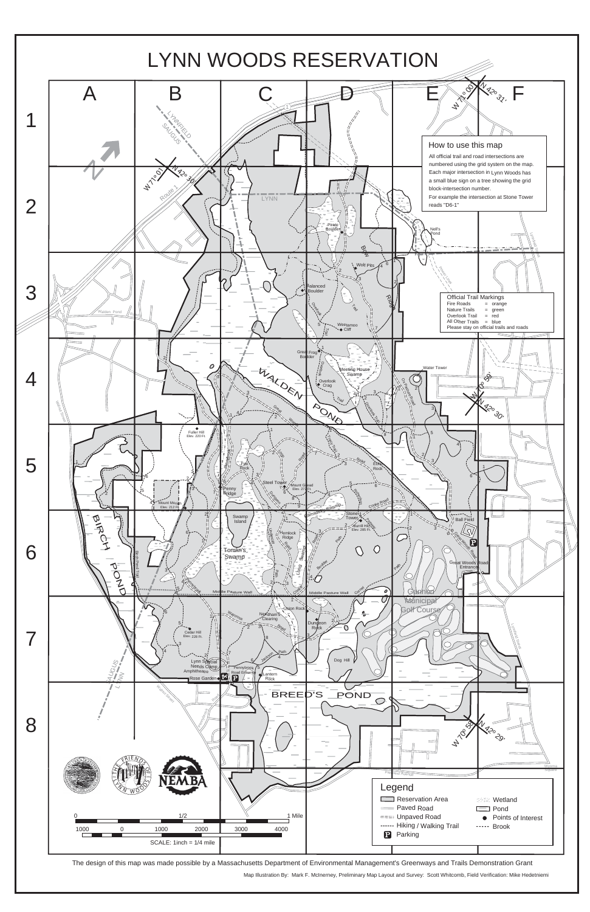# LYNN WOODS RESERVATION

## How to use this map

All official trail and road intersections are numbered using the grid system on the map. Each major intersection in Lynn Woods has a small blue sign on a tree showing the grid block-intersection number.

For example the intersection at Stone Tower reads "D6-1"

## Official Trail Markings

- Fire Roads = orange
- Nature Trails = green
- Overlook Trail = red
- All Other Trails = blue

Please stay on official trails and roads

## Legend

- Reservation Area
- Paved Road
- Unpaved Road
- Hiking / Walking Trail
- Parking
- Wetland
- Pond
- Points of Interest
- Brook

0 1/2 1 Mile

1000 0 1000 2000 3000 4000

SCALE: 1inch = 1/4 mile

The design of this map was made possible by a Massachusetts Department of Environmental Management's Greenways and Trails Demonstration Grant

Map Illustration By: Mark F. McInerney, Preliminary Map Layout and Survey: Scott Whitcomb, Field Verification: Mike Hedetniemi